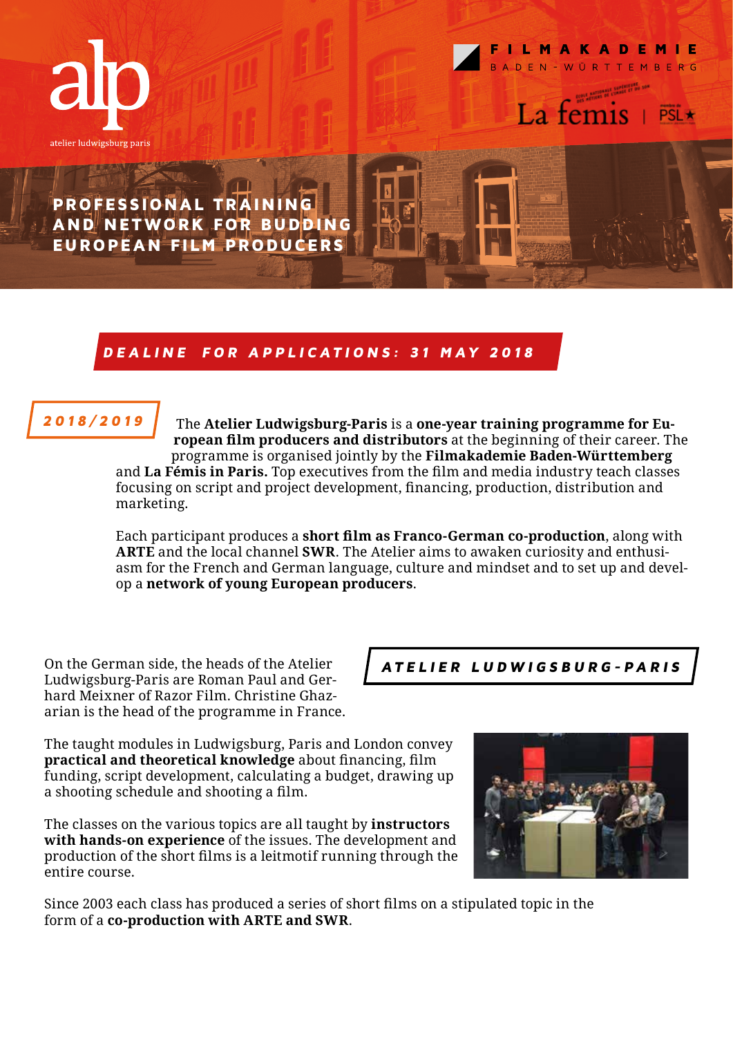alp

atelier ludwigsburg paris

FILMAKADEMIE BADEN-WÜRTTEMBERG

La fémis | PSL★

# PROFESSIONAL TRAINING AND NETWORK FOR BUDDING EUROPEAN FILM PRODUCERS

## *DEALINE FOR APPLICATIONS: 31 MAY 2018*

*2018/2019*

The **Atelier Ludwigsburg-Paris** is a **one-year training programme for European film producers and distributors** at the beginning of their career. The programme is organised jointly by the **Filmakademie Baden-Württemberg** and **La Fémis in Paris.** Top executives from the film and media industry teach classes focusing on script and project development, financing, production, distribution and marketing.

Each participant produces a **short film as Franco-German co-production**, along with **ARTE** and the local channel **SWR**. The Atelier aims to awaken curiosity and enthusiasm for the French and German language, culture and mindset and to set up and develop a **network of young European producers**.

## *ATELIER LUDWIGSBURG-PARIS*

On the German side, the heads of the Atelier Ludwigsburg-Paris are Roman Paul and Gerhard Meixner of Razor Film. Christine Ghazarian is the head of the programme in France.

The taught modules in Ludwigsburg, Paris and London convey **practical and theoretical knowledge** about financing, film funding, script development, calculating a budget, drawing up a shooting schedule and shooting a film.

The classes on the various topics are all taught by **instructors with hands-on experience** of the issues. The development and production of the short films is a leitmotif running through the entire course.

Since 2003 each class has produced a series of short films on a stipulated topic in the form of a **co-production with ARTE and SWR**.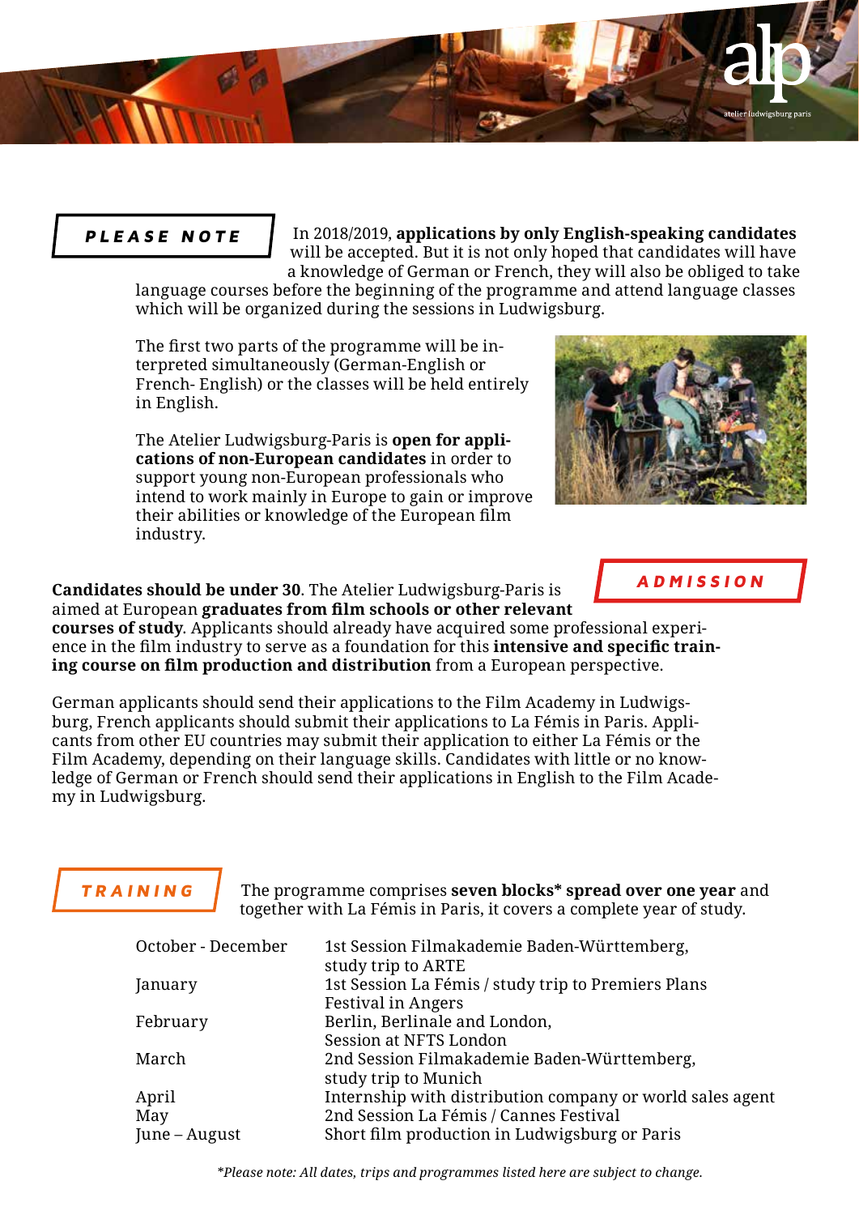## PLEASE NOTE

In 2018/2019, **applications by only English-speaking candidates** will be accepted. But it is not only hoped that candidates will have a knowledge of German or French, they will also be obliged to take language courses before the beginning of the programme and attend language classes which will be organized during the sessions in Ludwigsburg.

The first two parts of the programme will be interpreted simultaneously (German-English or French- English) or the classes will be held entirely in English.

The Atelier Ludwigsburg-Paris is **open for applications of non-European candidates** in order to support young non-European professionals who intend to work mainly in Europe to gain or improve their abilities or knowledge of the European film industry.

## ADMISSION

**Candidates should be under 30**. The Atelier Ludwigsburg-Paris is aimed at European **graduates from film schools or other relevant courses of study**. Applicants should already have acquired some professional experience in the film industry to serve as a foundation for this **intensive and specific training course on film production and distribution** from a European perspective.

German applicants should send their applications to the Film Academy in Ludwigsburg, French applicants should submit their applications to La Fémis in Paris. Applicants from other EU countries may submit their application to either La Fémis or the Film Academy, depending on their language skills. Candidates with little or no knowledge of German or French should send their applications in English to the Film Academy in Ludwigsburg.

## TRAINING

The programme comprises **seven blocks* spread over one year** and together with La Fémis in Paris, it covers a complete year of study.

| | |
|---|---|
| October - December | 1st Session Filmakademie Baden-Württemberg, study trip to ARTE |
| January | 1st Session La Fémis / study trip to Premiers Plans Festival in Angers |
| February | Berlin, Berlinale and London, Session at NFTS London |
| March | 2nd Session Filmakademie Baden-Württemberg, study trip to Munich |
| April | Internship with distribution company or world sales agent |
| May | 2nd Session La Fémis / Cannes Festival |
| June – August | Short film production in Ludwigsburg or Paris |

*\*Please note: All dates, trips and programmes listed here are subject to change.*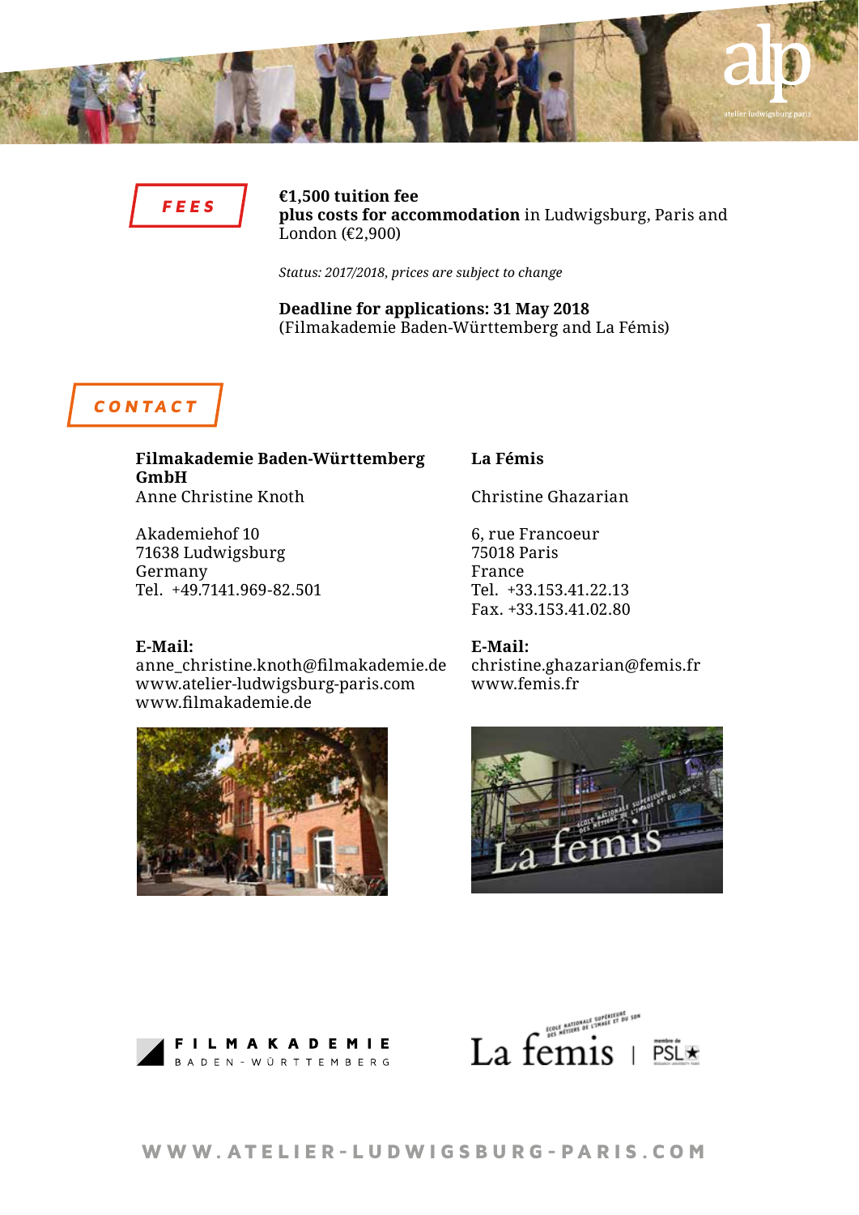## FEES

**€1,500 tuition fee**
**plus costs for accommodation** in Ludwigsburg, Paris and London (€2,900)

*Status: 2017/2018, prices are subject to change*

**Deadline for applications: 31 May 2018**
(Filmakademie Baden-Württemberg and La Fémis)

## CONTACT

**Filmakademie Baden-Württemberg GmbH**
Anne Christine Knoth

Akademiehof 10
71638 Ludwigsburg
Germany
Tel. +49.7141.969-82.501

**E-Mail:**
anne_christine.knoth@filmakademie.de
www.atelier-ludwigsburg-paris.com
www.filmakademie.de

**La Fémis**

Christine Ghazarian

6, rue Francoeur
75018 Paris
France
Tel. +33.153.41.22.13
Fax. +33.153.41.02.80

**E-Mail:**
christine.ghazarian@femis.fr
www.femis.fr

WWW.ATELIER-LUDWIGSBURG-PARIS.COM